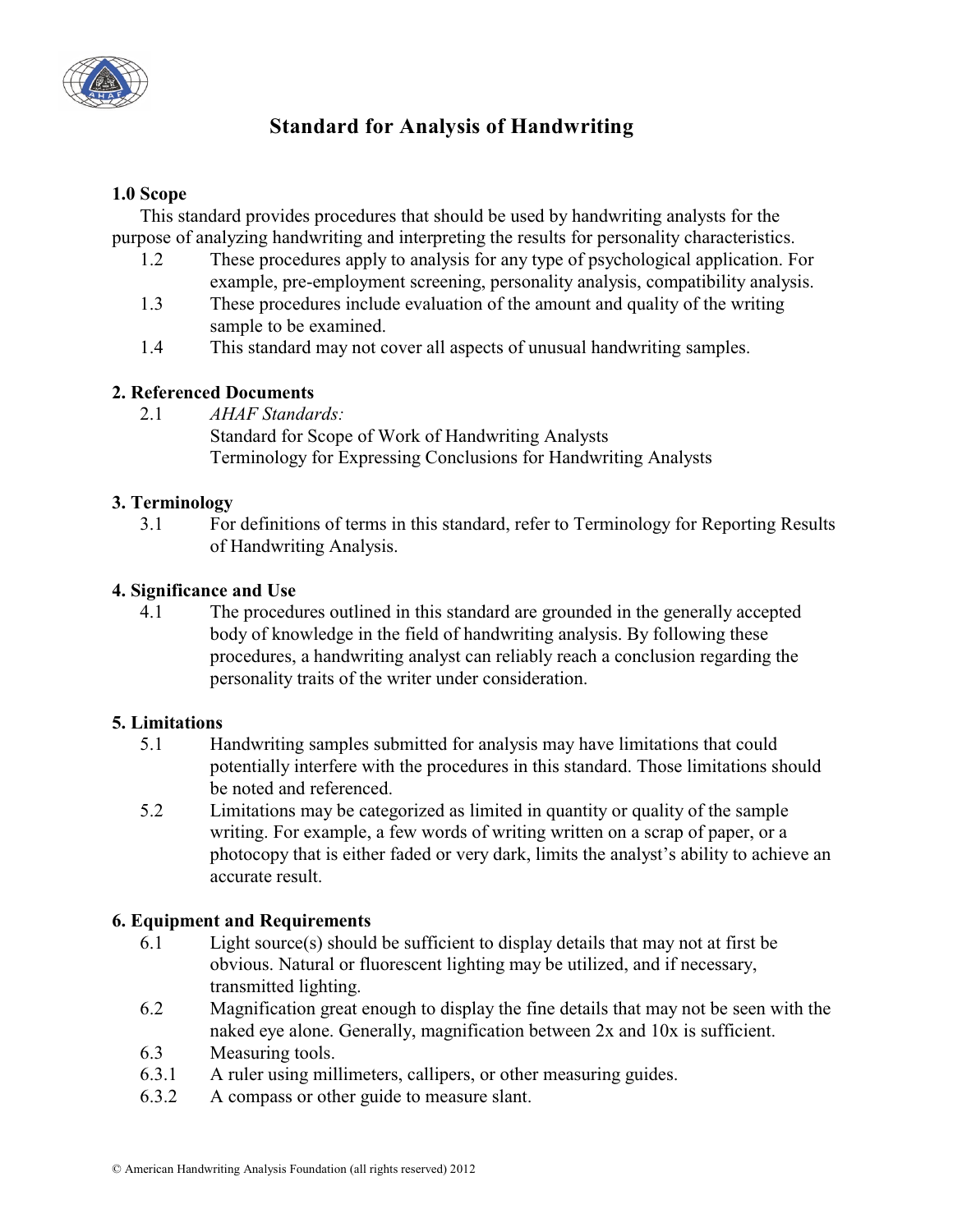# Standard for Analysis of Handwriting

## 1.0 Scope

This standard provides procedures that should be used by handwriting analysts for the purpose of analyzing handwriting and interpreting the results for personality characteristics.

1.2 These procedures apply to analysis for any type of psychological application. For example, pre-employment screening, personality analysis, compatibility analysis.

1.3 These procedures include evaluation of the amount and quality of the writing sample to be examined.

1.4 This standard may not cover all aspects of unusual handwriting samples.

## 2. Referenced Documents

2.1 *AHAF Standards:*
Standard for Scope of Work of Handwriting Analysts
Terminology for Expressing Conclusions for Handwriting Analysts

## 3. Terminology

3.1 For definitions of terms in this standard, refer to Terminology for Reporting Results of Handwriting Analysis.

## 4. Significance and Use

4.1 The procedures outlined in this standard are grounded in the generally accepted body of knowledge in the field of handwriting analysis. By following these procedures, a handwriting analyst can reliably reach a conclusion regarding the personality traits of the writer under consideration.

## 5. Limitations

5.1 Handwriting samples submitted for analysis may have limitations that could potentially interfere with the procedures in this standard. Those limitations should be noted and referenced.

5.2 Limitations may be categorized as limited in quantity or quality of the sample writing. For example, a few words of writing written on a scrap of paper, or a photocopy that is either faded or very dark, limits the analyst's ability to achieve an accurate result.

## 6. Equipment and Requirements

6.1 Light source(s) should be sufficient to display details that may not at first be obvious. Natural or fluorescent lighting may be utilized, and if necessary, transmitted lighting.

6.2 Magnification great enough to display the fine details that may not be seen with the naked eye alone. Generally, magnification between 2x and 10x is sufficient.

6.3 Measuring tools.

6.3.1 A ruler using millimeters, callipers, or other measuring guides.

6.3.2 A compass or other guide to measure slant.

© American Handwriting Analysis Foundation (all rights reserved) 2012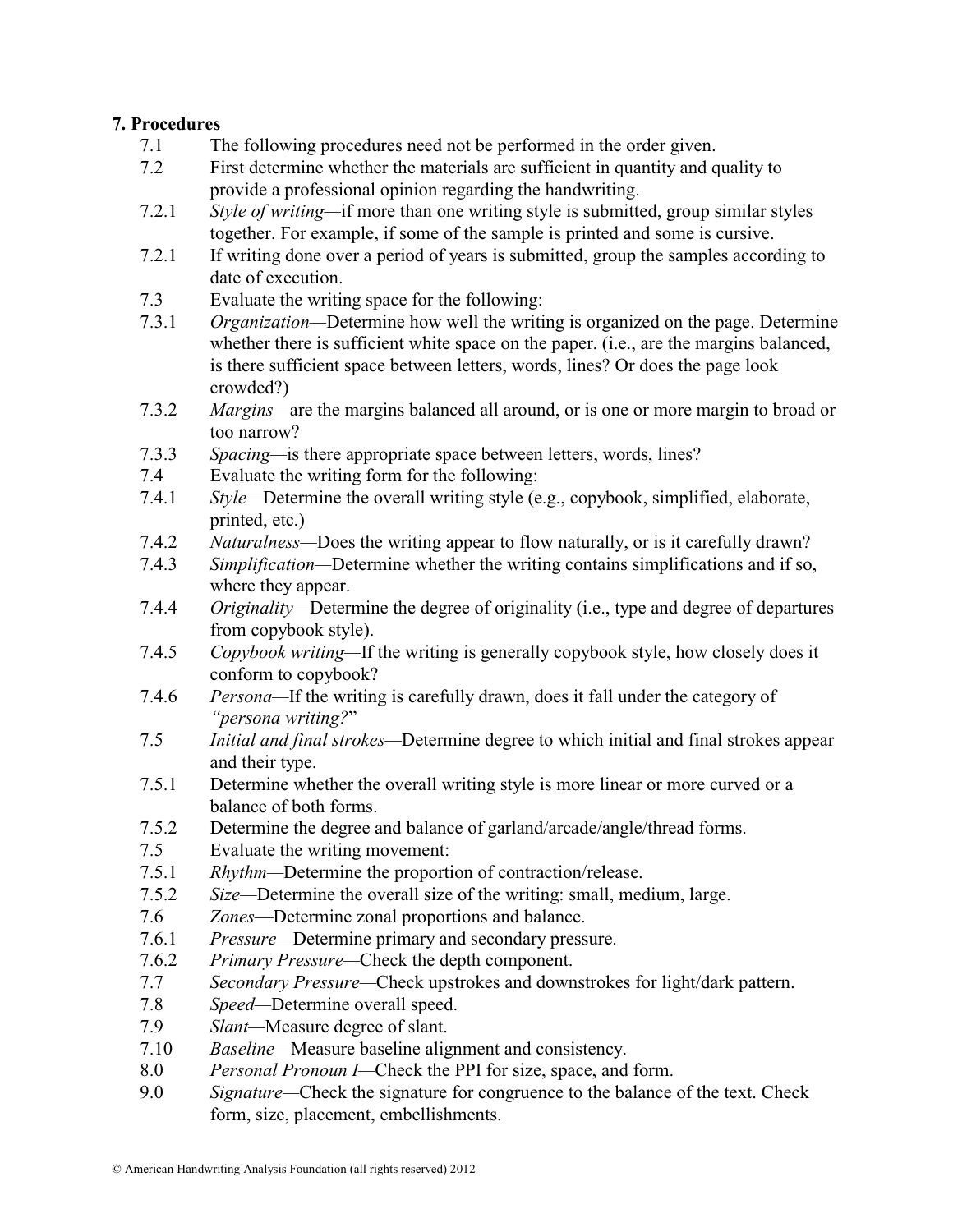## 7. Procedures

7.1 The following procedures need not be performed in the order given.

7.2 First determine whether the materials are sufficient in quantity and quality to provide a professional opinion regarding the handwriting.

7.2.1 *Style of writing*—if more than one writing style is submitted, group similar styles together. For example, if some of the sample is printed and some is cursive.

7.2.1 If writing done over a period of years is submitted, group the samples according to date of execution.

7.3 Evaluate the writing space for the following:

7.3.1 *Organization*—Determine how well the writing is organized on the page. Determine whether there is sufficient white space on the paper. (i.e., are the margins balanced, is there sufficient space between letters, words, lines? Or does the page look crowded?)

7.3.2 *Margins*—are the margins balanced all around, or is one or more margin to broad or too narrow?

7.3.3 *Spacing*—is there appropriate space between letters, words, lines?

7.4 Evaluate the writing form for the following:

7.4.1 *Style*—Determine the overall writing style (e.g., copybook, simplified, elaborate, printed, etc.)

7.4.2 *Naturalness*—Does the writing appear to flow naturally, or is it carefully drawn?

7.4.3 *Simplification*—Determine whether the writing contains simplifications and if so, where they appear.

7.4.4 *Originality*—Determine the degree of originality (i.e., type and degree of departures from copybook style).

7.4.5 *Copybook writing*—If the writing is generally copybook style, how closely does it conform to copybook?

7.4.6 *Persona*—If the writing is carefully drawn, does it fall under the category of *"persona writing?"*

7.5 *Initial and final strokes*—Determine degree to which initial and final strokes appear and their type.

7.5.1 Determine whether the overall writing style is more linear or more curved or a balance of both forms.

7.5.2 Determine the degree and balance of garland/arcade/angle/thread forms.

7.5 Evaluate the writing movement:

7.5.1 *Rhythm*—Determine the proportion of contraction/release.

7.5.2 *Size*—Determine the overall size of the writing: small, medium, large.

7.6 *Zones*—Determine zonal proportions and balance.

7.6.1 *Pressure*—Determine primary and secondary pressure.

7.6.2 *Primary Pressure*—Check the depth component.

7.7 *Secondary Pressure*—Check upstrokes and downstrokes for light/dark pattern.

7.8 *Speed*—Determine overall speed.

7.9 *Slant*—Measure degree of slant.

7.10 *Baseline*—Measure baseline alignment and consistency.

8.0 *Personal Pronoun I*—Check the PPI for size, space, and form.

9.0 *Signature*—Check the signature for congruence to the balance of the text. Check form, size, placement, embellishments.

© American Handwriting Analysis Foundation (all rights reserved) 2012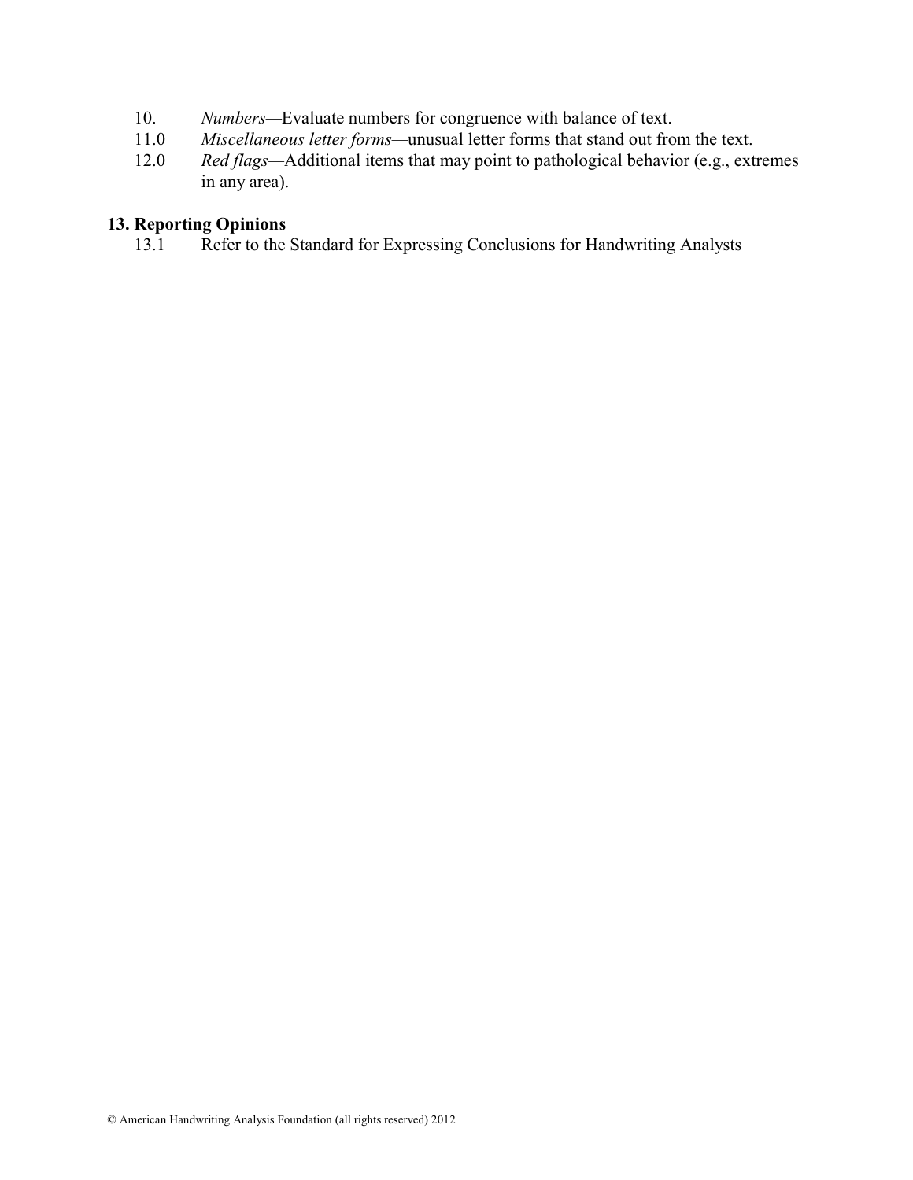10. *Numbers*—Evaluate numbers for congruence with balance of text.

11.0 *Miscellaneous letter forms*—unusual letter forms that stand out from the text.

12.0 *Red flags*—Additional items that may point to pathological behavior (e.g., extremes in any area).

**13. Reporting Opinions**

13.1 Refer to the Standard for Expressing Conclusions for Handwriting Analysts

© American Handwriting Analysis Foundation (all rights reserved) 2012